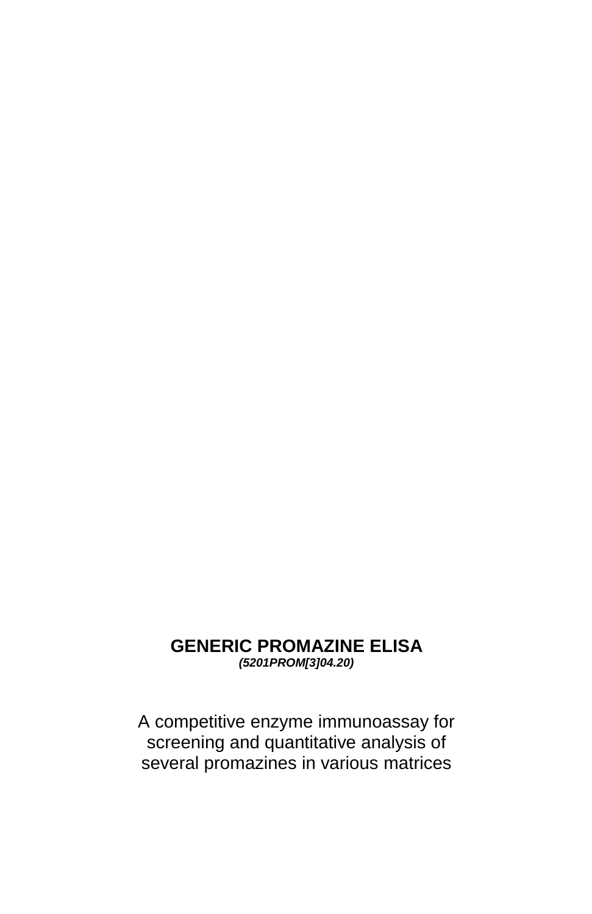# GENERIC PROMAZINE ELISA

***(5201PROM[3]04.20)***

A competitive enzyme immunoassay for screening and quantitative analysis of several promazines in various matrices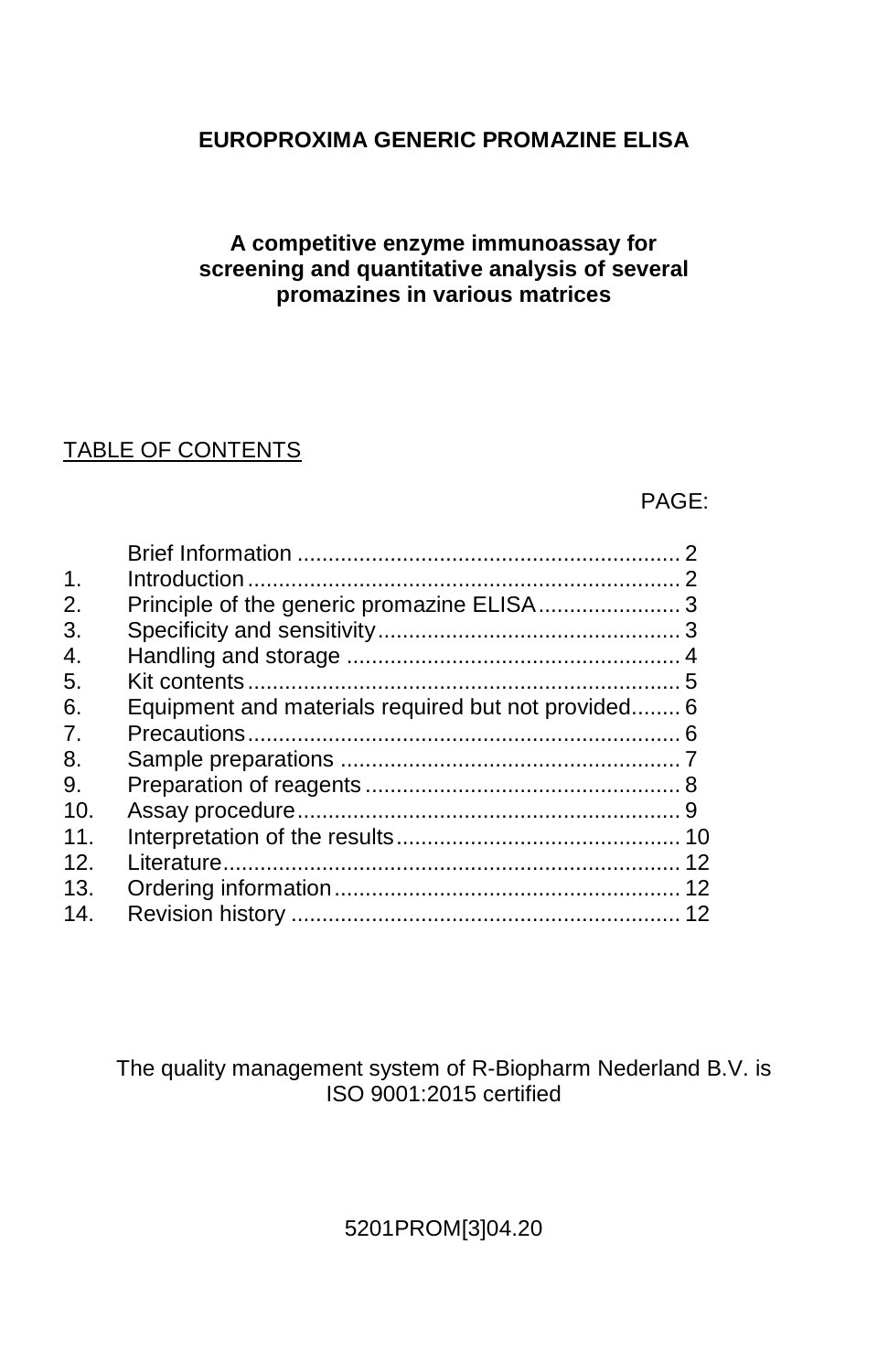# EUROPROXIMA GENERIC PROMAZINE ELISA

**A competitive enzyme immunoassay for screening and quantitative analysis of several promazines in various matrices**

## TABLE OF CONTENTS

| | | PAGE: |
|---|---|---|
| | Brief Information | 2 |
| 1. | Introduction | 2 |
| 2. | Principle of the generic promazine ELISA | 3 |
| 3. | Specificity and sensitivity | 3 |
| 4. | Handling and storage | 4 |
| 5. | Kit contents | 5 |
| 6. | Equipment and materials required but not provided | 6 |
| 7. | Precautions | 6 |
| 8. | Sample preparations | 7 |
| 9. | Preparation of reagents | 8 |
| 10. | Assay procedure | 9 |
| 11. | Interpretation of the results | 10 |
| 12. | Literature | 12 |
| 13. | Ordering information | 12 |
| 14. | Revision history | 12 |

The quality management system of R-Biopharm Nederland B.V. is ISO 9001:2015 certified

5201PROM[3]04.20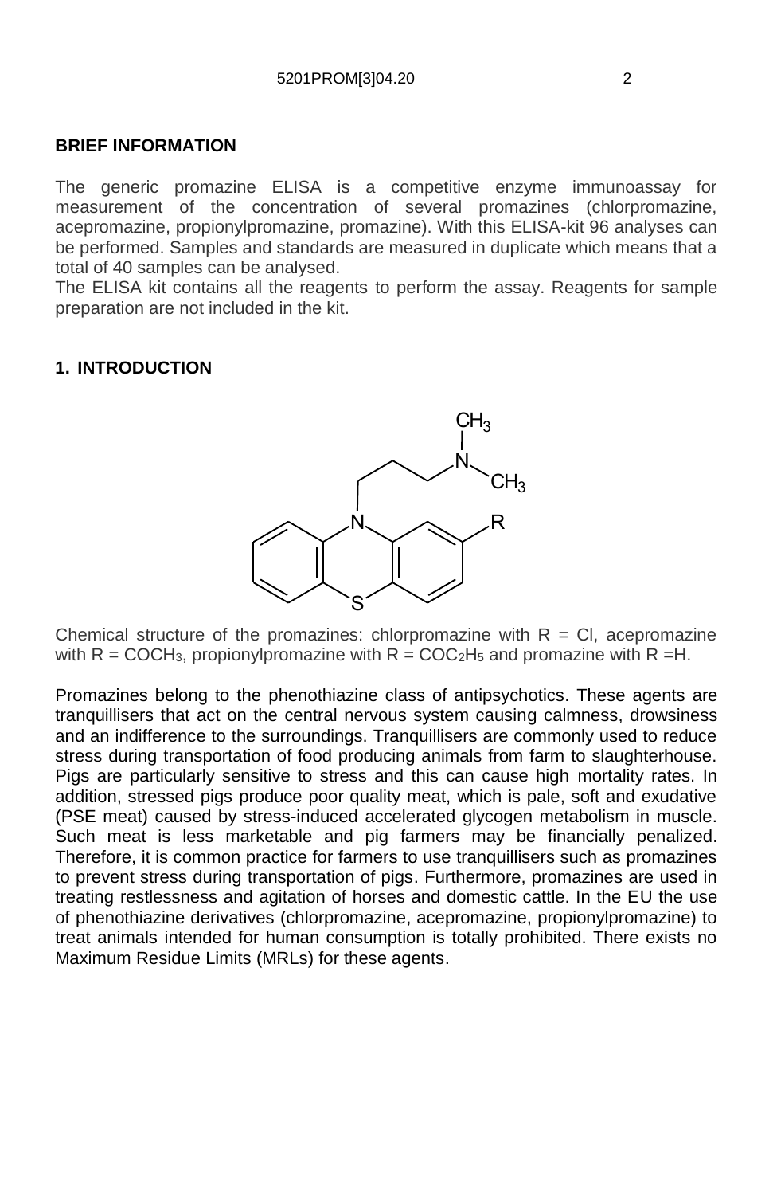## BRIEF INFORMATION

The generic promazine ELISA is a competitive enzyme immunoassay for measurement of the concentration of several promazines (chlorpromazine, acepromazine, propionylpromazine, promazine). With this ELISA-kit 96 analyses can be performed. Samples and standards are measured in duplicate which means that a total of 40 samples can be analysed.

The ELISA kit contains all the reagents to perform the assay. Reagents for sample preparation are not included in the kit.

## 1. INTRODUCTION

Chemical structure of the promazines: chlorpromazine with R = Cl, acepromazine with R = $COCH_3$, propionylpromazine with R = $COC_2H_5$ and promazine with R =H.

Promazines belong to the phenothiazine class of antipsychotics. These agents are tranquillisers that act on the central nervous system causing calmness, drowsiness and an indifference to the surroundings. Tranquillisers are commonly used to reduce stress during transportation of food producing animals from farm to slaughterhouse. Pigs are particularly sensitive to stress and this can cause high mortality rates. In addition, stressed pigs produce poor quality meat, which is pale, soft and exudative (PSE meat) caused by stress-induced accelerated glycogen metabolism in muscle. Such meat is less marketable and pig farmers may be financially penalized. Therefore, it is common practice for farmers to use tranquillisers such as promazines to prevent stress during transportation of pigs. Furthermore, promazines are used in treating restlessness and agitation of horses and domestic cattle. In the EU the use of phenothiazine derivatives (chlorpromazine, acepromazine, propionylpromazine) to treat animals intended for human consumption is totally prohibited. There exists no Maximum Residue Limits (MRLs) for these agents.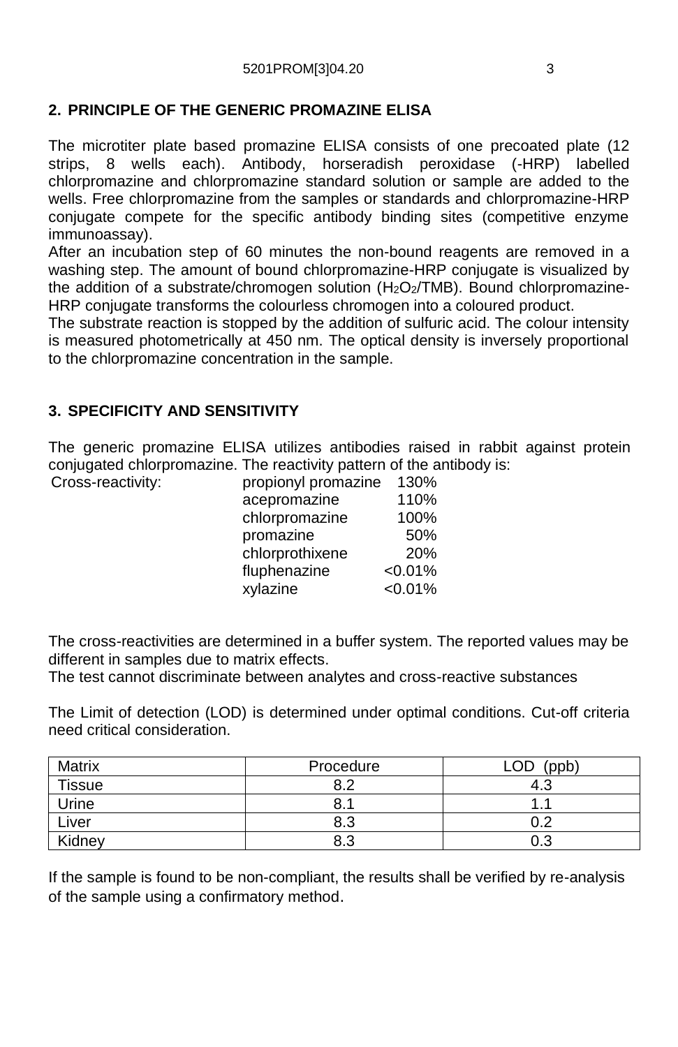## 2. PRINCIPLE OF THE GENERIC PROMAZINE ELISA

The microtiter plate based promazine ELISA consists of one precoated plate (12 strips, 8 wells each). Antibody, horseradish peroxidase (-HRP) labelled chlorpromazine and chlorpromazine standard solution or sample are added to the wells. Free chlorpromazine from the samples or standards and chlorpromazine-HRP conjugate compete for the specific antibody binding sites (competitive enzyme immunoassay).
After an incubation step of 60 minutes the non-bound reagents are removed in a washing step. The amount of bound chlorpromazine-HRP conjugate is visualized by the addition of a substrate/chromogen solution ($H_2O_2$/TMB). Bound chlorpromazine-HRP conjugate transforms the colourless chromogen into a coloured product.
The substrate reaction is stopped by the addition of sulfuric acid. The colour intensity is measured photometrically at 450 nm. The optical density is inversely proportional to the chlorpromazine concentration in the sample.

## 3. SPECIFICITY AND SENSITIVITY

The generic promazine ELISA utilizes antibodies raised in rabbit against protein conjugated chlorpromazine. The reactivity pattern of the antibody is:

| Cross-reactivity: | | |
|---|---|---|
| | propionyl promazine | 130% |
| | acepromazine | 110% |
| | chlorpromazine | 100% |
| | promazine | 50% |
| | chlorprothixene | 20% |
| | fluphenazine | <0.01% |
| | xylazine | <0.01% |

The cross-reactivities are determined in a buffer system. The reported values may be different in samples due to matrix effects.
The test cannot discriminate between analytes and cross-reactive substances

The Limit of detection (LOD) is determined under optimal conditions. Cut-off criteria need critical consideration.

| Matrix | Procedure | LOD (ppb) |
|---|---|---|
| Tissue | 8.2 | 4.3 |
| Urine | 8.1 | 1.1 |
| Liver | 8.3 | 0.2 |
| Kidney | 8.3 | 0.3 |

If the sample is found to be non-compliant, the results shall be verified by re-analysis of the sample using a confirmatory method.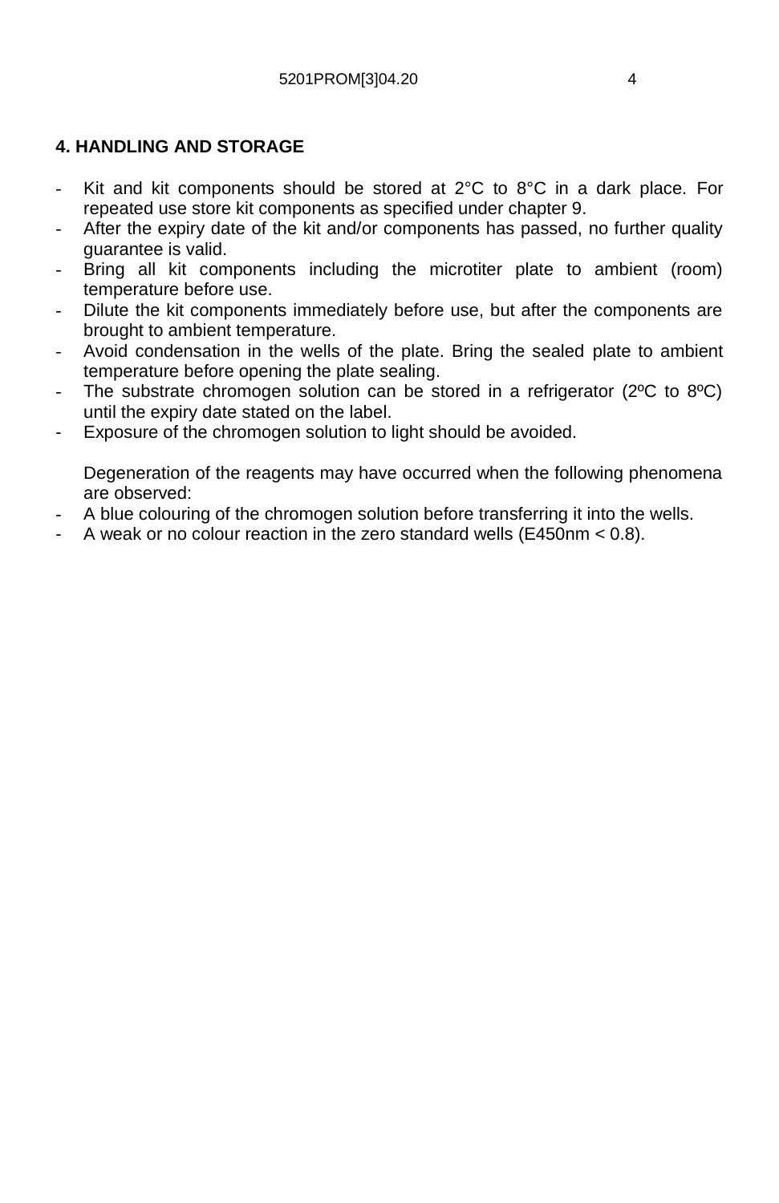## 4. HANDLING AND STORAGE

- Kit and kit components should be stored at 2°C to 8°C in a dark place. For repeated use store kit components as specified under chapter 9.
- After the expiry date of the kit and/or components has passed, no further quality guarantee is valid.
- Bring all kit components including the microtiter plate to ambient (room) temperature before use.
- Dilute the kit components immediately before use, but after the components are brought to ambient temperature.
- Avoid condensation in the wells of the plate. Bring the sealed plate to ambient temperature before opening the plate sealing.
- The substrate chromogen solution can be stored in a refrigerator (2ºC to 8ºC) until the expiry date stated on the label.
- Exposure of the chromogen solution to light should be avoided.

  Degeneration of the reagents may have occurred when the following phenomena are observed:
- A blue colouring of the chromogen solution before transferring it into the wells.
- A weak or no colour reaction in the zero standard wells (E450nm < 0.8).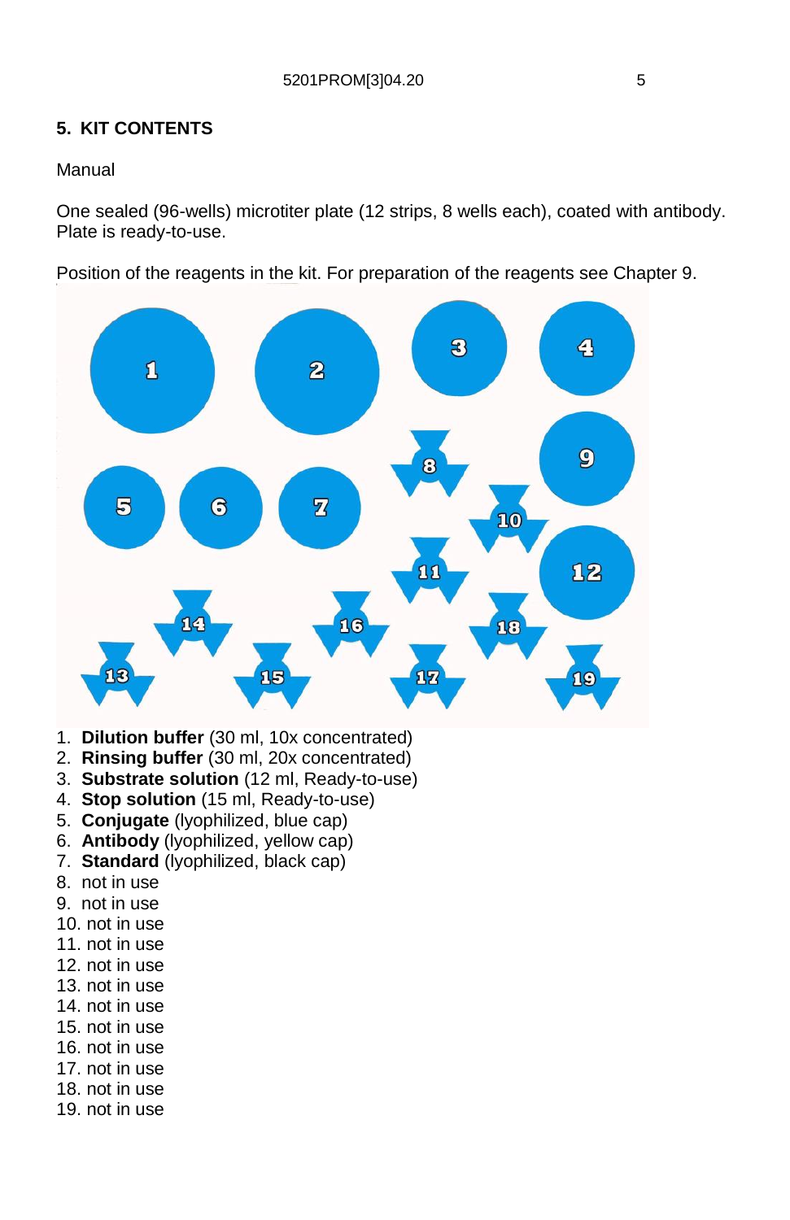## 5. KIT CONTENTS

Manual

One sealed (96-wells) microtiter plate (12 strips, 8 wells each), coated with antibody. Plate is ready-to-use.

Position of the reagents in the kit. For preparation of the reagents see Chapter 9.

1. **Dilution buffer** (30 ml, 10x concentrated)
2. **Rinsing buffer** (30 ml, 20x concentrated)
3. **Substrate solution** (12 ml, Ready-to-use)
4. **Stop solution** (15 ml, Ready-to-use)
5. **Conjugate** (lyophilized, blue cap)
6. **Antibody** (lyophilized, yellow cap)
7. **Standard** (lyophilized, black cap)
8. not in use
9. not in use
10. not in use
11. not in use
12. not in use
13. not in use
14. not in use
15. not in use
16. not in use
17. not in use
18. not in use
19. not in use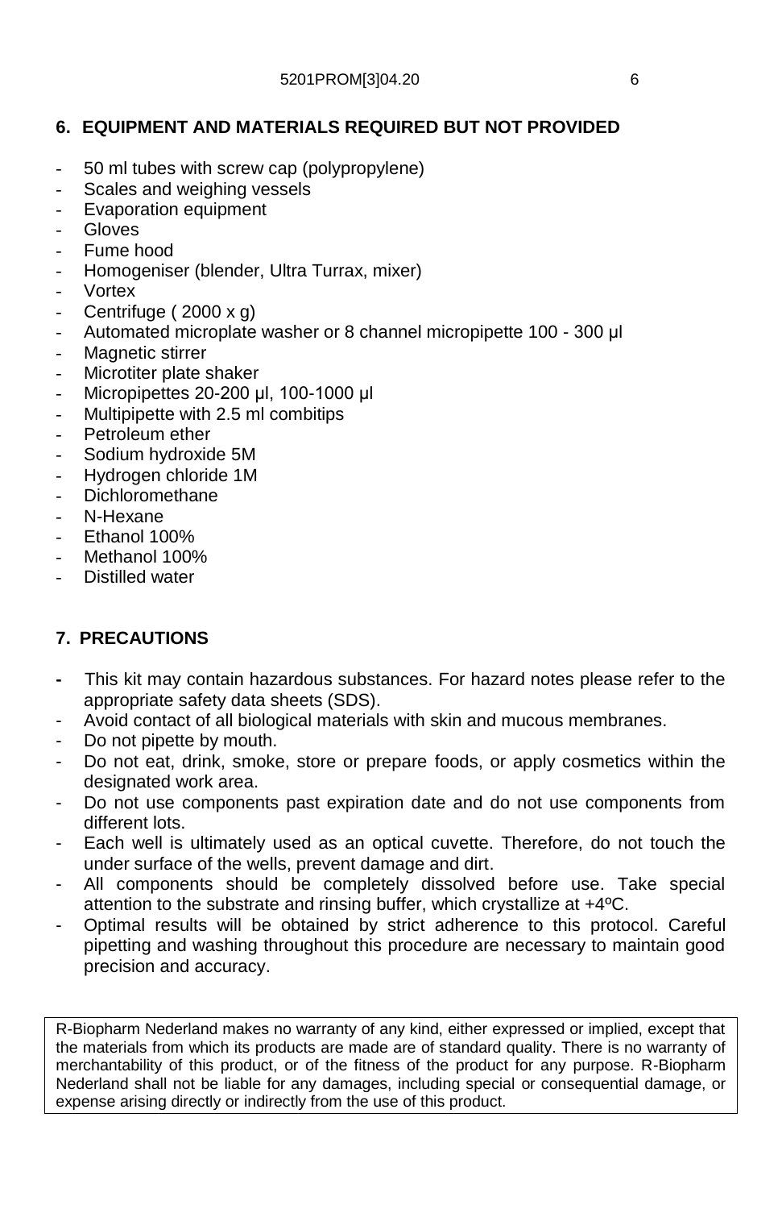## 6. EQUIPMENT AND MATERIALS REQUIRED BUT NOT PROVIDED

- 50 ml tubes with screw cap (polypropylene)
- Scales and weighing vessels
- Evaporation equipment
- Gloves
- Fume hood
- Homogeniser (blender, Ultra Turrax, mixer)
- Vortex
- Centrifuge ( 2000 x g)
- Automated microplate washer or 8 channel micropipette 100 - 300 µl
- Magnetic stirrer
- Microtiter plate shaker
- Micropipettes 20-200 µl, 100-1000 µl
- Multipipette with 2.5 ml combitips
- Petroleum ether
- Sodium hydroxide 5M
- Hydrogen chloride 1M
- Dichloromethane
- N-Hexane
- Ethanol 100%
- Methanol 100%
- Distilled water

## 7. PRECAUTIONS

- This kit may contain hazardous substances. For hazard notes please refer to the appropriate safety data sheets (SDS).
- Avoid contact of all biological materials with skin and mucous membranes.
- Do not pipette by mouth.
- Do not eat, drink, smoke, store or prepare foods, or apply cosmetics within the designated work area.
- Do not use components past expiration date and do not use components from different lots.
- Each well is ultimately used as an optical cuvette. Therefore, do not touch the under surface of the wells, prevent damage and dirt.
- All components should be completely dissolved before use. Take special attention to the substrate and rinsing buffer, which crystallize at +4ºC.
- Optimal results will be obtained by strict adherence to this protocol. Careful pipetting and washing throughout this procedure are necessary to maintain good precision and accuracy.

R-Biopharm Nederland makes no warranty of any kind, either expressed or implied, except that the materials from which its products are made are of standard quality. There is no warranty of merchantability of this product, or of the fitness of the product for any purpose. R-Biopharm Nederland shall not be liable for any damages, including special or consequential damage, or expense arising directly or indirectly from the use of this product.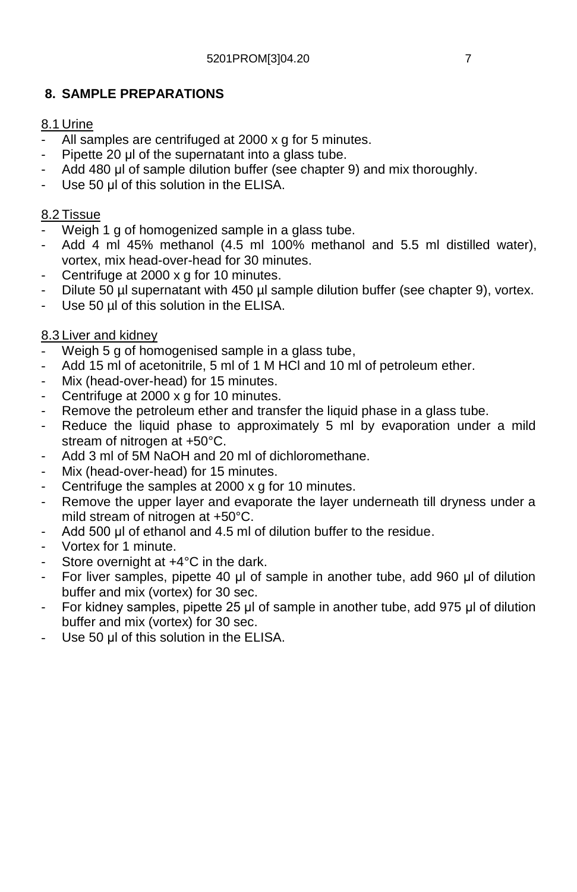## 8. SAMPLE PREPARATIONS

### 8.1 Urine

- All samples are centrifuged at 2000 x g for 5 minutes.
- Pipette 20 µl of the supernatant into a glass tube.
- Add 480 µl of sample dilution buffer (see chapter 9) and mix thoroughly.
- Use 50 µl of this solution in the ELISA.

### 8.2 Tissue

- Weigh 1 g of homogenized sample in a glass tube.
- Add 4 ml 45% methanol (4.5 ml 100% methanol and 5.5 ml distilled water), vortex, mix head-over-head for 30 minutes.
- Centrifuge at 2000 x g for 10 minutes.
- Dilute 50 µl supernatant with 450 µl sample dilution buffer (see chapter 9), vortex.
- Use 50 µl of this solution in the ELISA.

### 8.3 Liver and kidney

- Weigh 5 g of homogenised sample in a glass tube,
- Add 15 ml of acetonitrile, 5 ml of 1 M HCl and 10 ml of petroleum ether.
- Mix (head-over-head) for 15 minutes.
- Centrifuge at 2000 x g for 10 minutes.
- Remove the petroleum ether and transfer the liquid phase in a glass tube.
- Reduce the liquid phase to approximately 5 ml by evaporation under a mild stream of nitrogen at +50°C.
- Add 3 ml of 5M NaOH and 20 ml of dichloromethane.
- Mix (head-over-head) for 15 minutes.
- Centrifuge the samples at 2000 x g for 10 minutes.
- Remove the upper layer and evaporate the layer underneath till dryness under a mild stream of nitrogen at +50°C.
- Add 500 µl of ethanol and 4.5 ml of dilution buffer to the residue.
- Vortex for 1 minute.
- Store overnight at +4°C in the dark.
- For liver samples, pipette 40 µl of sample in another tube, add 960 µl of dilution buffer and mix (vortex) for 30 sec.
- For kidney samples, pipette 25 µl of sample in another tube, add 975 µl of dilution buffer and mix (vortex) for 30 sec.
- Use 50 µl of this solution in the ELISA.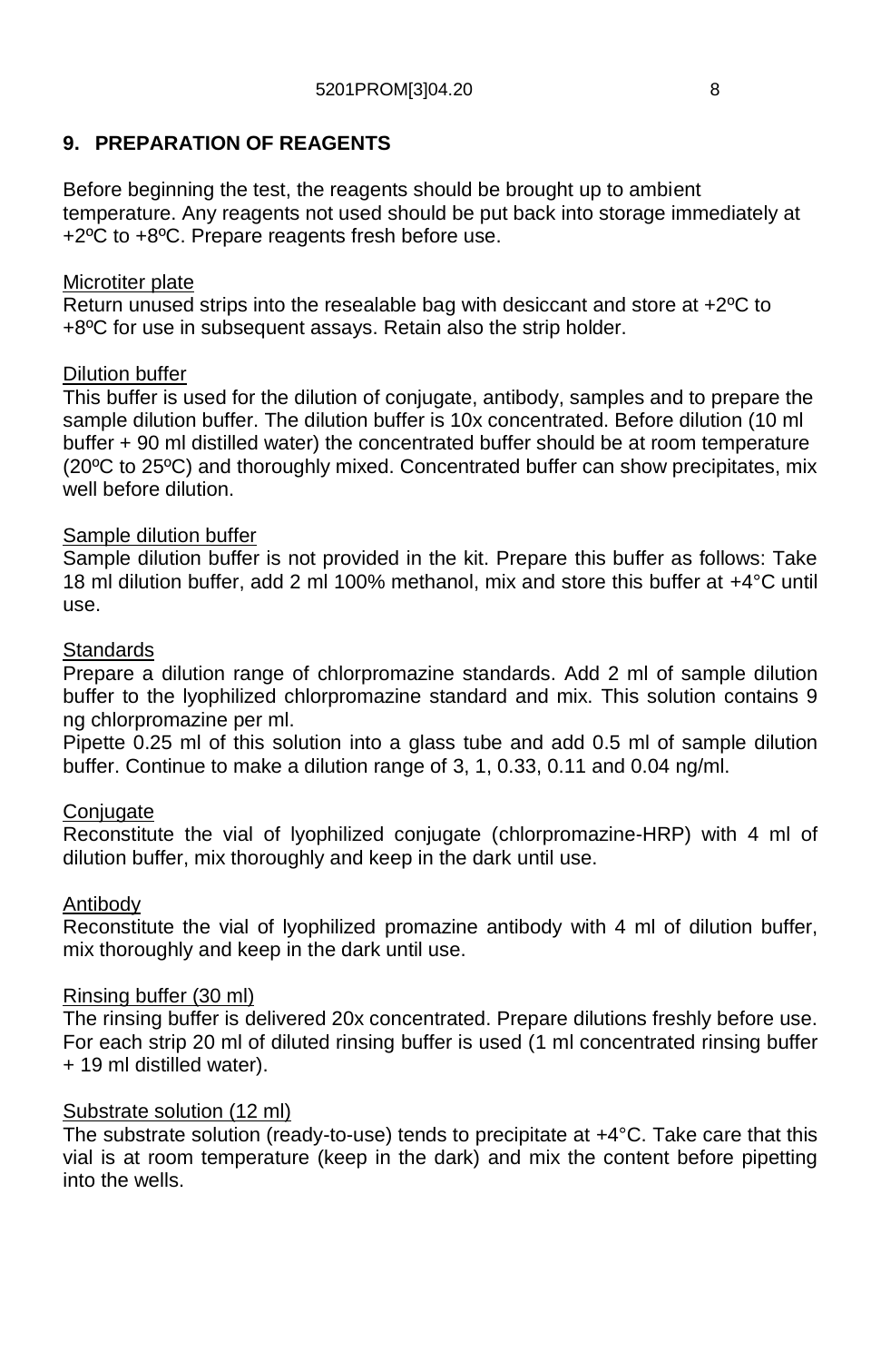## 9. PREPARATION OF REAGENTS

Before beginning the test, the reagents should be brought up to ambient temperature. Any reagents not used should be put back into storage immediately at +2ºC to +8ºC. Prepare reagents fresh before use.

<u>Microtiter plate</u>
Return unused strips into the resealable bag with desiccant and store at +2ºC to +8ºC for use in subsequent assays. Retain also the strip holder.

<u>Dilution buffer</u>
This buffer is used for the dilution of conjugate, antibody, samples and to prepare the sample dilution buffer. The dilution buffer is 10x concentrated. Before dilution (10 ml buffer + 90 ml distilled water) the concentrated buffer should be at room temperature (20ºC to 25ºC) and thoroughly mixed. Concentrated buffer can show precipitates, mix well before dilution.

<u>Sample dilution buffer</u>
Sample dilution buffer is not provided in the kit. Prepare this buffer as follows: Take 18 ml dilution buffer, add 2 ml 100% methanol, mix and store this buffer at +4°C until use.

<u>Standards</u>
Prepare a dilution range of chlorpromazine standards. Add 2 ml of sample dilution buffer to the lyophilized chlorpromazine standard and mix. This solution contains 9 ng chlorpromazine per ml.
Pipette 0.25 ml of this solution into a glass tube and add 0.5 ml of sample dilution buffer. Continue to make a dilution range of 3, 1, 0.33, 0.11 and 0.04 ng/ml.

<u>Conjugate</u>
Reconstitute the vial of lyophilized conjugate (chlorpromazine-HRP) with 4 ml of dilution buffer, mix thoroughly and keep in the dark until use.

<u>Antibody</u>
Reconstitute the vial of lyophilized promazine antibody with 4 ml of dilution buffer, mix thoroughly and keep in the dark until use.

<u>Rinsing buffer (30 ml)</u>
The rinsing buffer is delivered 20x concentrated. Prepare dilutions freshly before use. For each strip 20 ml of diluted rinsing buffer is used (1 ml concentrated rinsing buffer + 19 ml distilled water).

<u>Substrate solution (12 ml)</u>
The substrate solution (ready-to-use) tends to precipitate at +4°C. Take care that this vial is at room temperature (keep in the dark) and mix the content before pipetting into the wells.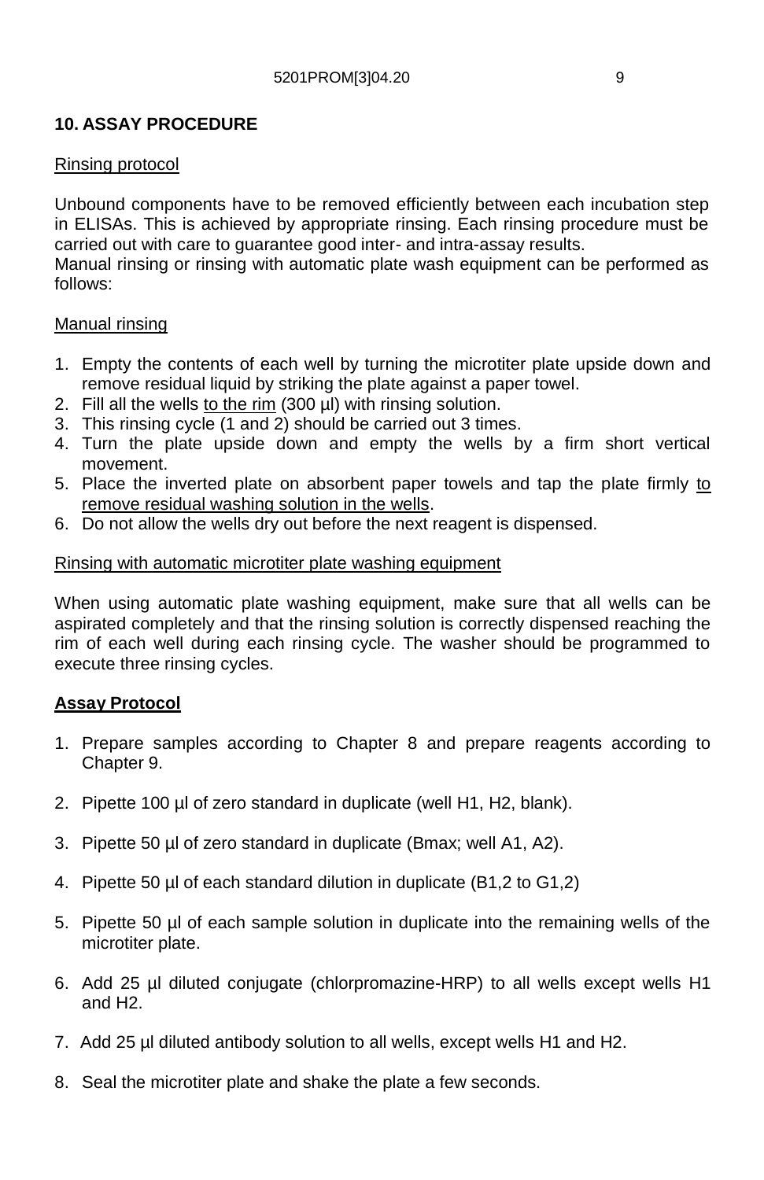## 10. ASSAY PROCEDURE

Rinsing protocol

Unbound components have to be removed efficiently between each incubation step in ELISAs. This is achieved by appropriate rinsing. Each rinsing procedure must be carried out with care to guarantee good inter- and intra-assay results.
Manual rinsing or rinsing with automatic plate wash equipment can be performed as follows:

Manual rinsing

1. Empty the contents of each well by turning the microtiter plate upside down and remove residual liquid by striking the plate against a paper towel.
2. Fill all the wells to the rim (300 µl) with rinsing solution.
3. This rinsing cycle (1 and 2) should be carried out 3 times.
4. Turn the plate upside down and empty the wells by a firm short vertical movement.
5. Place the inverted plate on absorbent paper towels and tap the plate firmly to remove residual washing solution in the wells.
6. Do not allow the wells dry out before the next reagent is dispensed.

Rinsing with automatic microtiter plate washing equipment

When using automatic plate washing equipment, make sure that all wells can be aspirated completely and that the rinsing solution is correctly dispensed reaching the rim of each well during each rinsing cycle. The washer should be programmed to execute three rinsing cycles.

**Assay Protocol**

1. Prepare samples according to Chapter 8 and prepare reagents according to Chapter 9.
2. Pipette 100 µl of zero standard in duplicate (well H1, H2, blank).
3. Pipette 50 µl of zero standard in duplicate (Bmax; well A1, A2).
4. Pipette 50 µl of each standard dilution in duplicate (B1,2 to G1,2)
5. Pipette 50 µl of each sample solution in duplicate into the remaining wells of the microtiter plate.
6. Add 25 µl diluted conjugate (chlorpromazine-HRP) to all wells except wells H1 and H2.
7. Add 25 µl diluted antibody solution to all wells, except wells H1 and H2.
8. Seal the microtiter plate and shake the plate a few seconds.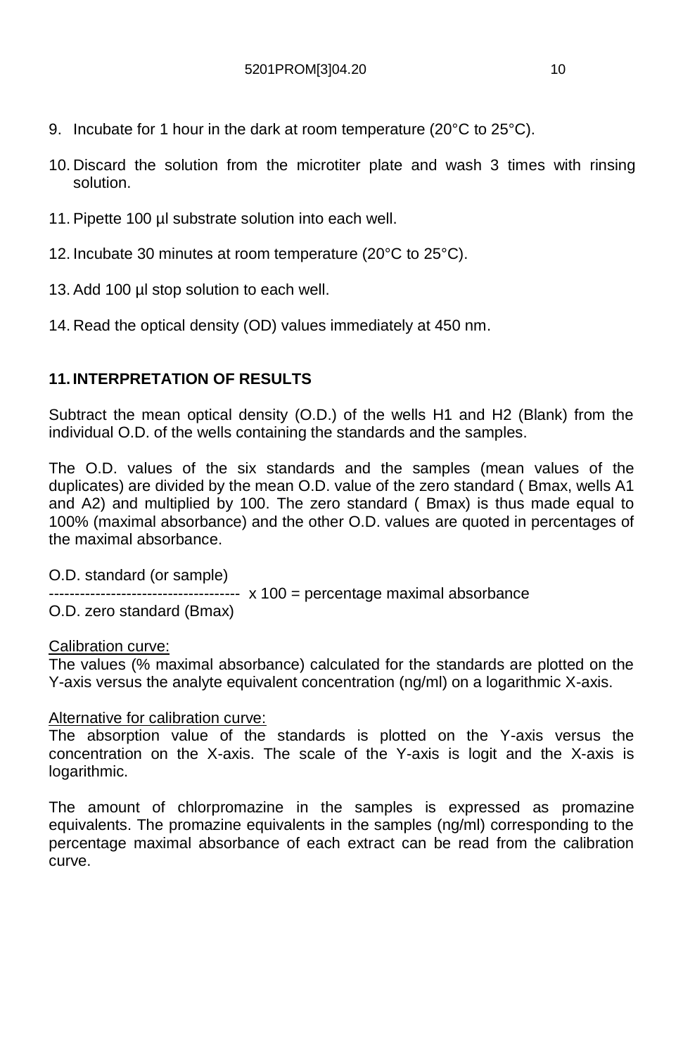9. Incubate for 1 hour in the dark at room temperature (20°C to 25°C).

10. Discard the solution from the microtiter plate and wash 3 times with rinsing solution.

11. Pipette 100 µl substrate solution into each well.

12. Incubate 30 minutes at room temperature (20°C to 25°C).

13. Add 100 µl stop solution to each well.

14. Read the optical density (OD) values immediately at 450 nm.

## 11. INTERPRETATION OF RESULTS

Subtract the mean optical density (O.D.) of the wells H1 and H2 (Blank) from the individual O.D. of the wells containing the standards and the samples.

The O.D. values of the six standards and the samples (mean values of the duplicates) are divided by the mean O.D. value of the zero standard ( Bmax, wells A1 and A2) and multiplied by 100. The zero standard ( Bmax) is thus made equal to 100% (maximal absorbance) and the other O.D. values are quoted in percentages of the maximal absorbance.

$$\frac{\text{O.D. standard (or sample)}}{\text{O.D. zero standard (Bmax)}} \times 100 = \text{percentage maximal absorbance}$$

<u>Calibration curve:</u>
The values (% maximal absorbance) calculated for the standards are plotted on the Y-axis versus the analyte equivalent concentration (ng/ml) on a logarithmic X-axis.

<u>Alternative for calibration curve:</u>
The absorption value of the standards is plotted on the Y-axis versus the concentration on the X-axis. The scale of the Y-axis is logit and the X-axis is logarithmic.

The amount of chlorpromazine in the samples is expressed as promazine equivalents. The promazine equivalents in the samples (ng/ml) corresponding to the percentage maximal absorbance of each extract can be read from the calibration curve.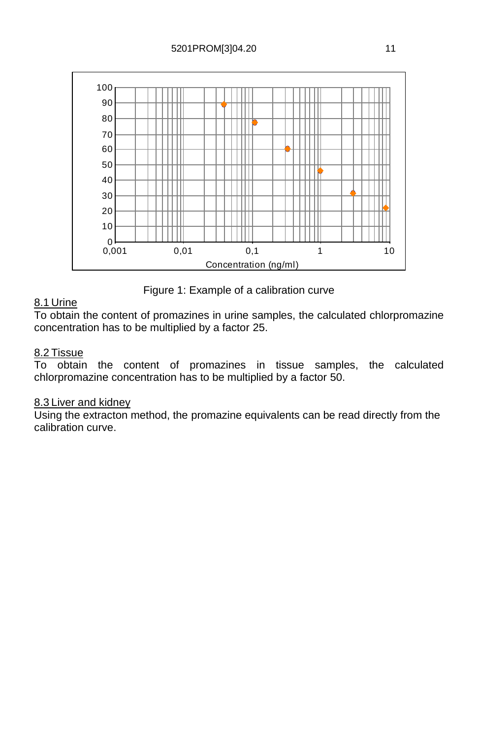Figure 1: Example of a calibration curve

8.1 Urine

To obtain the content of promazines in urine samples, the calculated chlorpromazine concentration has to be multiplied by a factor 25.

8.2 Tissue

To obtain the content of promazines in tissue samples, the calculated chlorpromazine concentration has to be multiplied by a factor 50.

8.3 Liver and kidney

Using the extracton method, the promazine equivalents can be read directly from the calibration curve.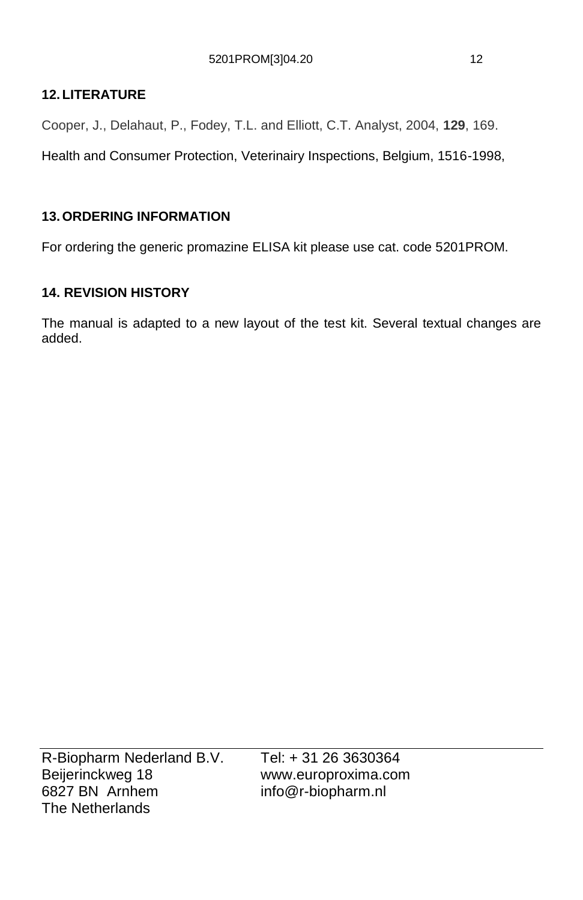## 12. LITERATURE

Cooper, J., Delahaut, P., Fodey, T.L. and Elliott, C.T. Analyst, 2004, **129**, 169.

Health and Consumer Protection, Veterinairy Inspections, Belgium, 1516-1998,

## 13. ORDERING INFORMATION

For ordering the generic promazine ELISA kit please use cat. code 5201PROM.

## 14. REVISION HISTORY

The manual is adapted to a new layout of the test kit. Several textual changes are added.

R-Biopharm Nederland B.V.
Beijerinckweg 18
6827 BN Arnhem
The Netherlands

Tel: + 31 26 3630364
www.europroxima.com
info@r-biopharm.nl